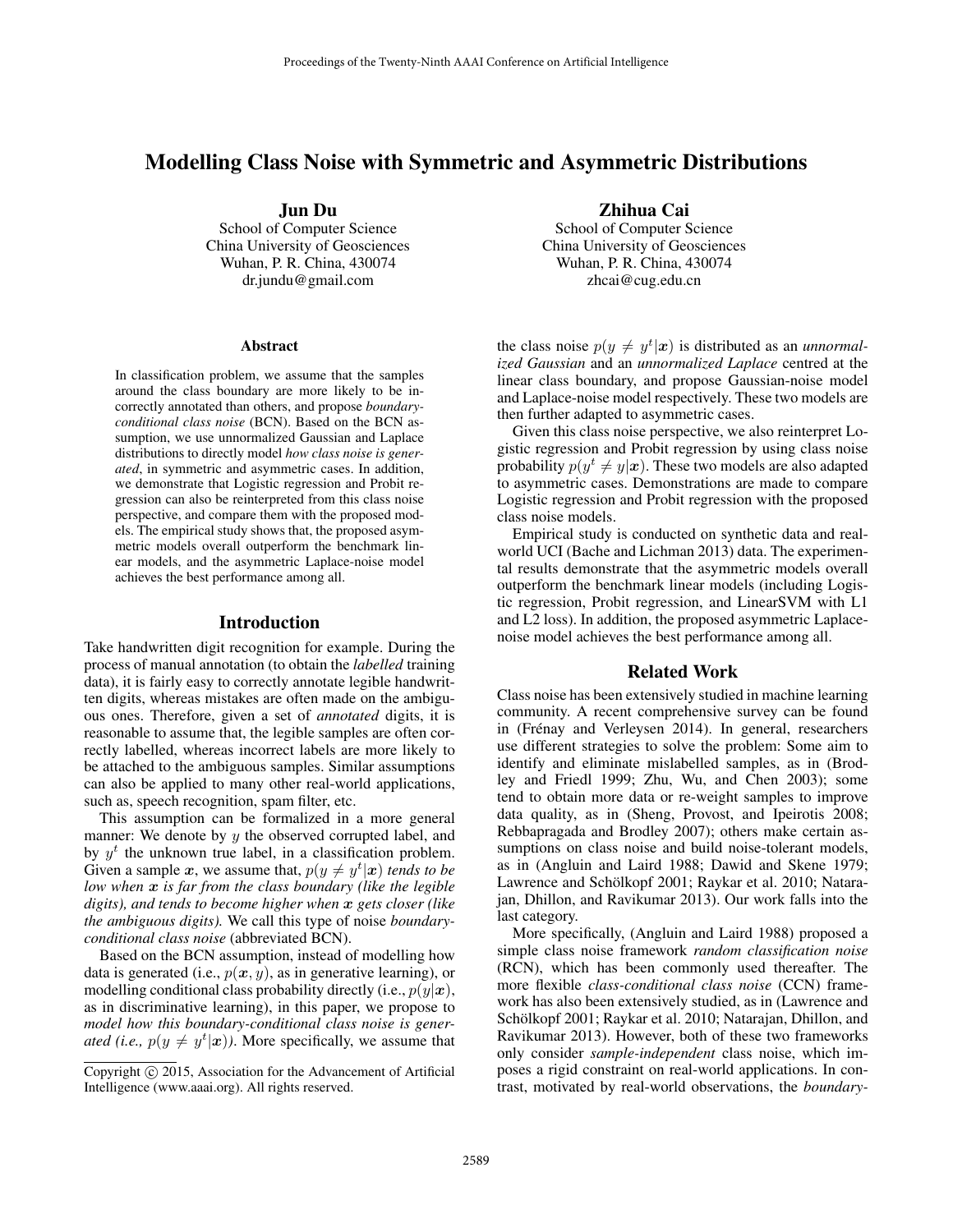# Modelling Class Noise with Symmetric and Asymmetric Distributions

**Jun Du**
School of Computer Science
China University of Geosciences
Wuhan, P. R. China, 430074
dr.jundu@gmail.com

**Zhihua Cai**
School of Computer Science
China University of Geosciences
Wuhan, P. R. China, 430074
zhcai@cug.edu.cn

### Abstract

In classification problem, we assume that the samples around the class boundary are more likely to be incorrectly annotated than others, and propose *boundary-conditional class noise* (BCN). Based on the BCN assumption, we use unnormalized Gaussian and Laplace distributions to directly model *how class noise is generated*, in symmetric and asymmetric cases. In addition, we demonstrate that Logistic regression and Probit regression can also be reinterpreted from this class noise perspective, and compare them with the proposed models. The empirical study shows that, the proposed asymmetric models overall outperform the benchmark linear models, and the asymmetric Laplace-noise model achieves the best performance among all.

## Introduction

Take handwritten digit recognition for example. During the process of manual annotation (to obtain the *labelled* training data), it is fairly easy to correctly annotate legible handwritten digits, whereas mistakes are often made on the ambiguous ones. Therefore, given a set of *annotated* digits, it is reasonable to assume that, the legible samples are often correctly labelled, whereas incorrect labels are more likely to be attached to the ambiguous samples. Similar assumptions can also be applied to many other real-world applications, such as, speech recognition, spam filter, etc.

This assumption can be formalized in a more general manner: We denote by $y$ the observed corrupted label, and by $y^t$ the unknown true label, in a classification problem. Given a sample $\boldsymbol{x}$, we assume that, $p(y \neq y^t|\boldsymbol{x})$ *tends to be low when* $\boldsymbol{x}$ *is far from the class boundary (like the legible digits), and tends to become higher when* $\boldsymbol{x}$ *gets closer (like the ambiguous digits).* We call this type of noise *boundary-conditional class noise* (abbreviated BCN).

Based on the BCN assumption, instead of modelling how data is generated (i.e., $p(\boldsymbol{x}, y)$, as in generative learning), or modelling conditional class probability directly (i.e., $p(y|\boldsymbol{x})$, as in discriminative learning), in this paper, we propose to *model how this boundary-conditional class noise is generated (i.e.,* $p(y \neq y^t|\boldsymbol{x})$*).* More specifically, we assume that the class noise $p(y \neq y^t|\boldsymbol{x})$ is distributed as an *unnormalized Gaussian* and an *unnormalized Laplace* centred at the linear class boundary, and propose Gaussian-noise model and Laplace-noise model respectively. These two models are then further adapted to asymmetric cases.

Given this class noise perspective, we also reinterpret Logistic regression and Probit regression by using class noise probability $p(y^t \neq y|\boldsymbol{x})$. These two models are also adapted to asymmetric cases. Demonstrations are made to compare Logistic regression and Probit regression with the proposed class noise models.

Empirical study is conducted on synthetic data and real-world UCI (Bache and Lichman 2013) data. The experimental results demonstrate that the asymmetric models overall outperform the benchmark linear models (including Logistic regression, Probit regression, and LinearSVM with L1 and L2 loss). In addition, the proposed asymmetric Laplace-noise model achieves the best performance among all.

## Related Work

Class noise has been extensively studied in machine learning community. A recent comprehensive survey can be found in (Frénay and Verleysen 2014). In general, researchers use different strategies to solve the problem: Some aim to identify and eliminate mislabelled samples, as in (Brodley and Friedl 1999; Zhu, Wu, and Chen 2003); some tend to obtain more data or re-weight samples to improve data quality, as in (Sheng, Provost, and Ipeirotis 2008; Rebbapragada and Brodley 2007); others make certain assumptions on class noise and build noise-tolerant models, as in (Angluin and Laird 1988; Dawid and Skene 1979; Lawrence and Schölkopf 2001; Raykar et al. 2010; Natarajan, Dhillon, and Ravikumar 2013). Our work falls into the last category.

More specifically, (Angluin and Laird 1988) proposed a simple class noise framework *random classification noise* (RCN), which has been commonly used thereafter. The more flexible *class-conditional class noise* (CCN) framework has also been extensively studied, as in (Lawrence and Schölkopf 2001; Raykar et al. 2010; Natarajan, Dhillon, and Ravikumar 2013). However, both of these two frameworks only consider *sample-independent* class noise, which imposes a rigid constraint on real-world applications. In contrast, motivated by real-world observations, the *boundary-*

Copyright © 2015, Association for the Advancement of Artificial Intelligence (www.aaai.org). All rights reserved.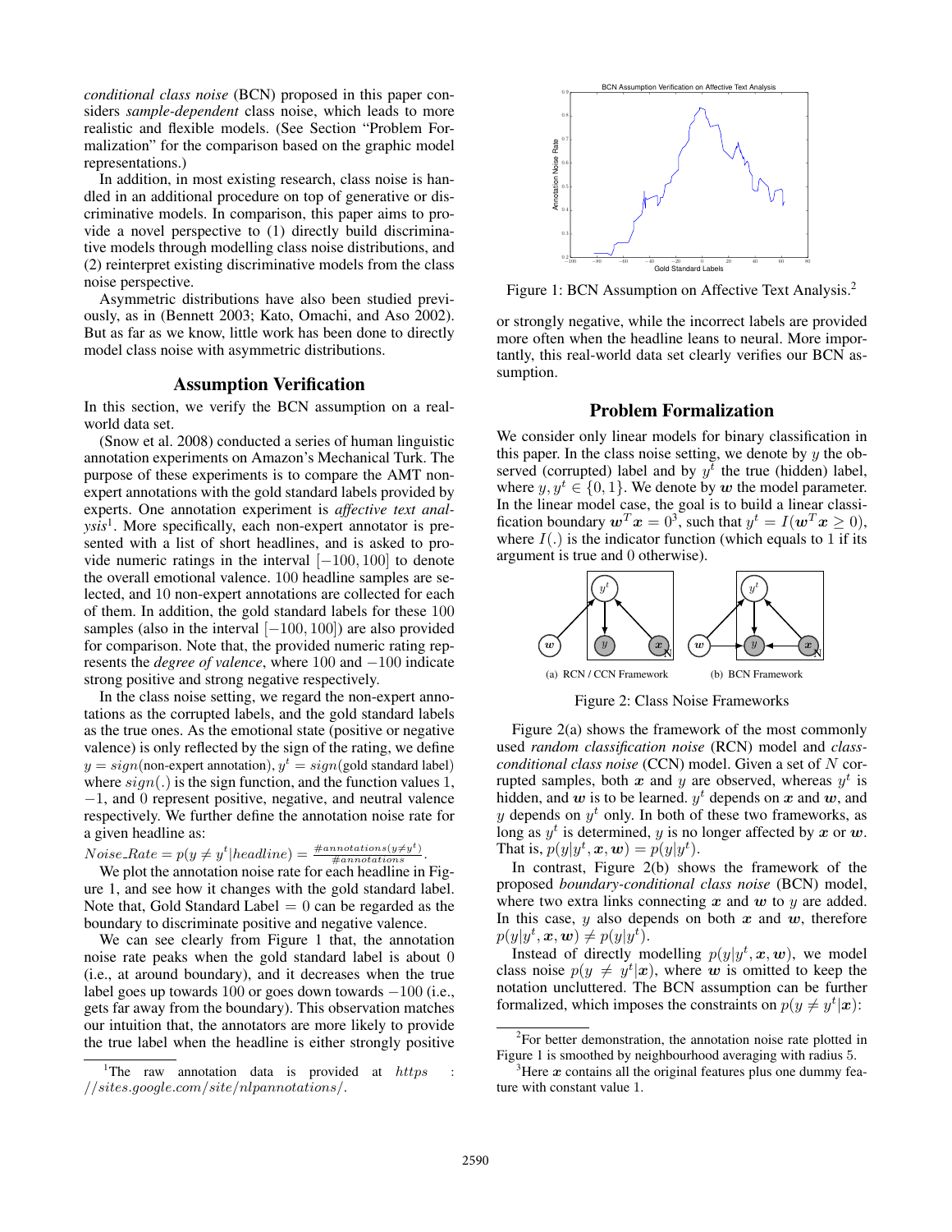*conditional class noise* (BCN) proposed in this paper considers *sample-dependent* class noise, which leads to more realistic and flexible models. (See Section "Problem Formalization" for the comparison based on the graphic model representations.)

In addition, in most existing research, class noise is handled in an additional procedure on top of generative or discriminative models. In comparison, this paper aims to provide a novel perspective to (1) directly build discriminative models through modelling class noise distributions, and (2) reinterpret existing discriminative models from the class noise perspective.

Asymmetric distributions have also been studied previously, as in (Bennett 2003; Kato, Omachi, and Aso 2002). But as far as we know, little work has been done to directly model class noise with asymmetric distributions.

## Assumption Verification

In this section, we verify the BCN assumption on a real-world data set.

(Snow et al. 2008) conducted a series of human linguistic annotation experiments on Amazon's Mechanical Turk. The purpose of these experiments is to compare the AMT non-expert annotations with the gold standard labels provided by experts. One annotation experiment is *affective text analysis*[1]. More specifically, each non-expert annotator is presented with a list of short headlines, and is asked to provide numeric ratings in the interval $[-100, 100]$ to denote the overall emotional valence. 100 headline samples are selected, and 10 non-expert annotations are collected for each of them. In addition, the gold standard labels for these 100 samples (also in the interval $[-100, 100]$) are also provided for comparison. Note that, the provided numeric rating represents the *degree of valence*, where 100 and $-100$ indicate strong positive and strong negative respectively.

In the class noise setting, we regard the non-expert annotations as the corrupted labels, and the gold standard labels as the true ones. As the emotional state (positive or negative valence) is only reflected by the sign of the rating, we define $y = sign(\text{non-expert annotation}), y^t = sign(\text{gold standard label})$ where $sign(.)$ is the sign function, and the function values 1, $-1$, and 0 represent positive, negative, and neutral valence respectively. We further define the annotation noise rate for a given headline as:

$Noise\_Rate = p(y \neq y^t | headline) = \frac{\#annotations(y \neq y^t)}{\#annotations}$.

We plot the annotation noise rate for each headline in Figure 1, and see how it changes with the gold standard label. Note that, Gold Standard Label $= 0$ can be regarded as the boundary to discriminate positive and negative valence.

We can see clearly from Figure 1 that, the annotation noise rate peaks when the gold standard label is about 0 (i.e., at around boundary), and it decreases when the true label goes up towards 100 or goes down towards $-100$ (i.e., gets far away from the boundary). This observation matches our intuition that, the annotators are more likely to provide the true label when the headline is either strongly positive or strongly negative, while the incorrect labels are provided more often when the headline leans to neural. More importantly, this real-world data set clearly verifies our BCN assumption.

BCN Assumption Verification on Affective Text Analysis

Annotation Noise Rate

Gold Standard Labels

0.9, 0.8, 0.7, 0.6, 0.5, 0.4, 0.3, 0.2

−100, −80, −60, −40, −20, 0, 20, 40, 60, 80

Figure 1: BCN Assumption on Affective Text Analysis.[2]

## Problem Formalization

We consider only linear models for binary classification in this paper. In the class noise setting, we denote by $y$ the observed (corrupted) label and by $y^t$ the true (hidden) label, where $y, y^t \in \{0, 1\}$. We denote by $\boldsymbol{w}$ the model parameter. In the linear model case, the goal is to build a linear classification boundary $\boldsymbol{w}^T\boldsymbol{x} = 0$[3], such that $y^t = I(\boldsymbol{w}^T\boldsymbol{x} \geq 0)$, where $I(.)$ is the indicator function (which equals to 1 if its argument is true and 0 otherwise).

(a) RCN / CCN Framework

(b) BCN Framework

Figure 2: Class Noise Frameworks

Figure 2(a) shows the framework of the most commonly used *random classification noise* (RCN) model and *class-conditional class noise* (CCN) model. Given a set of $N$ corrupted samples, both $\boldsymbol{x}$ and $y$ are observed, whereas $y^t$ is hidden, and $\boldsymbol{w}$ is to be learned. $y^t$ depends on $\boldsymbol{x}$ and $\boldsymbol{w}$, and $y$ depends on $y^t$ only. In both of these two frameworks, as long as $y^t$ is determined, $y$ is no longer affected by $\boldsymbol{x}$ or $\boldsymbol{w}$. That is, $p(y|y^t, \boldsymbol{x}, \boldsymbol{w}) = p(y|y^t)$.

In contrast, Figure 2(b) shows the framework of the proposed *boundary-conditional class noise* (BCN) model, where two extra links connecting $\boldsymbol{x}$ and $\boldsymbol{w}$ to $y$ are added. In this case, $y$ also depends on both $\boldsymbol{x}$ and $\boldsymbol{w}$, therefore $p(y|y^t, \boldsymbol{x}, \boldsymbol{w}) \neq p(y|y^t)$.

Instead of directly modelling $p(y|y^t, \boldsymbol{x}, \boldsymbol{w})$, we model class noise $p(y \neq y^t|\boldsymbol{x})$, where $\boldsymbol{w}$ is omitted to keep the notation uncluttered. The BCN assumption can be further formalized, which imposes the constraints on $p(y \neq y^t|\boldsymbol{x})$:

---

[1] The raw annotation data is provided at $https://sites.google.com/site/nlpannotations/$.

[2] For better demonstration, the annotation noise rate plotted in Figure 1 is smoothed by neighbourhood averaging with radius 5.

[3] Here $\boldsymbol{x}$ contains all the original features plus one dummy feature with constant value 1.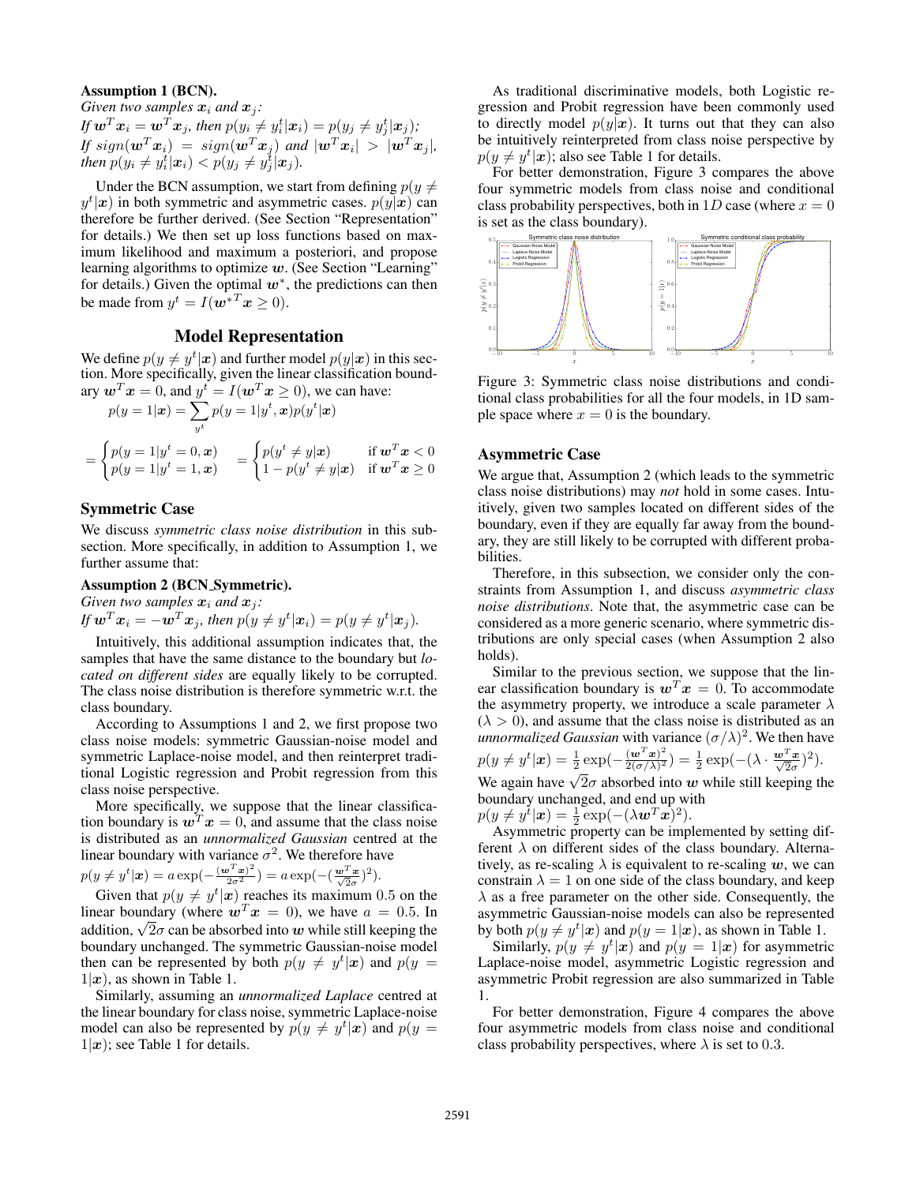**Assumption 1 (BCN).**
*Given two samples $\boldsymbol{x}_i$ and $\boldsymbol{x}_j$:*
*If $\boldsymbol{w}^T\boldsymbol{x}_i = \boldsymbol{w}^T\boldsymbol{x}_j$, then $p(y_i \neq y_i^t|\boldsymbol{x}_i) = p(y_j \neq y_j^t|\boldsymbol{x}_j)$;*
*If $sign(\boldsymbol{w}^T\boldsymbol{x}_i) = sign(\boldsymbol{w}^T\boldsymbol{x}_j)$ and $|\boldsymbol{w}^T\boldsymbol{x}_i| > |\boldsymbol{w}^T\boldsymbol{x}_j|$, then $p(y_i \neq y_i^t|\boldsymbol{x}_i) < p(y_j \neq y_j^t|\boldsymbol{x}_j)$.*

Under the BCN assumption, we start from defining $p(y \neq y^t|\boldsymbol{x})$ in both symmetric and asymmetric cases. $p(y|\boldsymbol{x})$ can therefore be further derived. (See Section "Representation" for details.) We then set up loss functions based on maximum likelihood and maximum a posteriori, and propose learning algorithms to optimize $\boldsymbol{w}$. (See Section "Learning" for details.) Given the optimal $\boldsymbol{w}^*$, the predictions can then be made from $y^t = I(\boldsymbol{w}^{*T}\boldsymbol{x} \geq 0)$.

## Model Representation

We define $p(y \neq y^t|\boldsymbol{x})$ and further model $p(y|\boldsymbol{x})$ in this section. More specifically, given the linear classification boundary $\boldsymbol{w}^T\boldsymbol{x} = 0$, and $y^t = I(\boldsymbol{w}^T\boldsymbol{x} \geq 0)$, we can have:

$$p(y = 1|\boldsymbol{x}) = \sum_{y^t} p(y = 1|y^t, \boldsymbol{x})p(y^t|\boldsymbol{x})$$

$$= \begin{cases} p(y = 1|y^t = 0, \boldsymbol{x}) \\ p(y = 1|y^t = 1, \boldsymbol{x}) \end{cases} = \begin{cases} p(y^t \neq y|\boldsymbol{x}) & \text{if } \boldsymbol{w}^T\boldsymbol{x} < 0 \\ 1 - p(y^t \neq y|\boldsymbol{x}) & \text{if } \boldsymbol{w}^T\boldsymbol{x} \geq 0 \end{cases}$$

### Symmetric Case

We discuss *symmetric class noise distribution* in this subsection. More specifically, in addition to Assumption 1, we further assume that:

**Assumption 2 (BCN_Symmetric).**
*Given two samples $\boldsymbol{x}_i$ and $\boldsymbol{x}_j$:*
*If $\boldsymbol{w}^T\boldsymbol{x}_i = -\boldsymbol{w}^T\boldsymbol{x}_j$, then $p(y \neq y^t|\boldsymbol{x}_i) = p(y \neq y^t|\boldsymbol{x}_j)$.*

Intuitively, this additional assumption indicates that, the samples that have the same distance to the boundary but *located on different sides* are equally likely to be corrupted. The class noise distribution is therefore symmetric w.r.t. the class boundary.

According to Assumptions 1 and 2, we first propose two class noise models: symmetric Gaussian-noise model and symmetric Laplace-noise model, and then reinterpret traditional Logistic regression and Probit regression from this class noise perspective.

More specifically, we suppose that the linear classification boundary is $\boldsymbol{w}^T\boldsymbol{x} = 0$, and assume that the class noise is distributed as an *unnormalized Gaussian* centred at the linear boundary with variance $\sigma^2$. We therefore have
$p(y \neq y^t|\boldsymbol{x}) = a\exp(-\frac{(\boldsymbol{w}^T\boldsymbol{x})^2}{2\sigma^2}) = a\exp(-(\frac{\boldsymbol{w}^T\boldsymbol{x}}{\sqrt{2}\sigma})^2)$.

Given that $p(y \neq y^t|\boldsymbol{x})$ reaches its maximum 0.5 on the linear boundary (where $\boldsymbol{w}^T\boldsymbol{x} = 0$), we have $a = 0.5$. In addition, $\sqrt{2}\sigma$ can be absorbed into $\boldsymbol{w}$ while still keeping the boundary unchanged. The symmetric Gaussian-noise model then can be represented by both $p(y \neq y^t|\boldsymbol{x})$ and $p(y = 1|\boldsymbol{x})$, as shown in Table 1.

Similarly, assuming an *unnormalized Laplace* centred at the linear boundary for class noise, symmetric Laplace-noise model can also be represented by $p(y \neq y^t|\boldsymbol{x})$ and $p(y = 1|\boldsymbol{x})$; see Table 1 for details.

As traditional discriminative models, both Logistic regression and Probit regression have been commonly used to directly model $p(y|\boldsymbol{x})$. It turns out that they can also be intuitively reinterpreted from class noise perspective by $p(y \neq y^t|\boldsymbol{x})$; also see Table 1 for details.

For better demonstration, Figure 3 compares the above four symmetric models from class noise and conditional class probability perspectives, both in $1D$ case (where $x = 0$ is set as the class boundary).

Symmetric class noise distribution
Symmetric conditional class probability
Gaussian-Noise Model
Laplace-Noise Model
Logistic Regression
Probit Regression
$p(y \neq y^t|x)$
$p(y = 1|x)$
$x$

Figure 3: Symmetric class noise distributions and conditional class probabilities for all the four models, in 1D sample space where $x = 0$ is the boundary.

### Asymmetric Case

We argue that, Assumption 2 (which leads to the symmetric class noise distributions) may *not* hold in some cases. Intuitively, given two samples located on different sides of the boundary, even if they are equally far away from the boundary, they are still likely to be corrupted with different probabilities.

Therefore, in this subsection, we consider only the constraints from Assumption 1, and discuss *asymmetric class noise distributions*. Note that, the asymmetric case can be considered as a more generic scenario, where symmetric distributions are only special cases (when Assumption 2 also holds).

Similar to the previous section, we suppose that the linear classification boundary is $\boldsymbol{w}^T\boldsymbol{x} = 0$. To accommodate the asymmetry property, we introduce a scale parameter $\lambda$ ($\lambda > 0$), and assume that the class noise is distributed as an *unnormalized Gaussian* with variance $(\sigma/\lambda)^2$. We then have
$p(y \neq y^t|\boldsymbol{x}) = \frac{1}{2}\exp(-\frac{(\boldsymbol{w}^T\boldsymbol{x})^2}{2(\sigma/\lambda)^2}) = \frac{1}{2}\exp(-(\lambda \cdot \frac{\boldsymbol{w}^T\boldsymbol{x}}{\sqrt{2}\sigma})^2)$.
We again have $\sqrt{2}\sigma$ absorbed into $\boldsymbol{w}$ while still keeping the boundary unchanged, and end up with
$p(y \neq y^t|\boldsymbol{x}) = \frac{1}{2}\exp(-(\lambda\boldsymbol{w}^T\boldsymbol{x})^2)$.

Asymmetric property can be implemented by setting different $\lambda$ on different sides of the class boundary. Alternatively, as re-scaling $\lambda$ is equivalent to re-scaling $\boldsymbol{w}$, we can constrain $\lambda = 1$ on one side of the class boundary, and keep $\lambda$ as a free parameter on the other side. Consequently, the asymmetric Gaussian-noise models can also be represented by both $p(y \neq y^t|\boldsymbol{x})$ and $p(y = 1|\boldsymbol{x})$, as shown in Table 1.

Similarly, $p(y \neq y^t|\boldsymbol{x})$ and $p(y = 1|\boldsymbol{x})$ for asymmetric Laplace-noise model, asymmetric Logistic regression and asymmetric Probit regression are also summarized in Table 1.

For better demonstration, Figure 4 compares the above four asymmetric models from class noise and conditional class probability perspectives, where $\lambda$ is set to 0.3.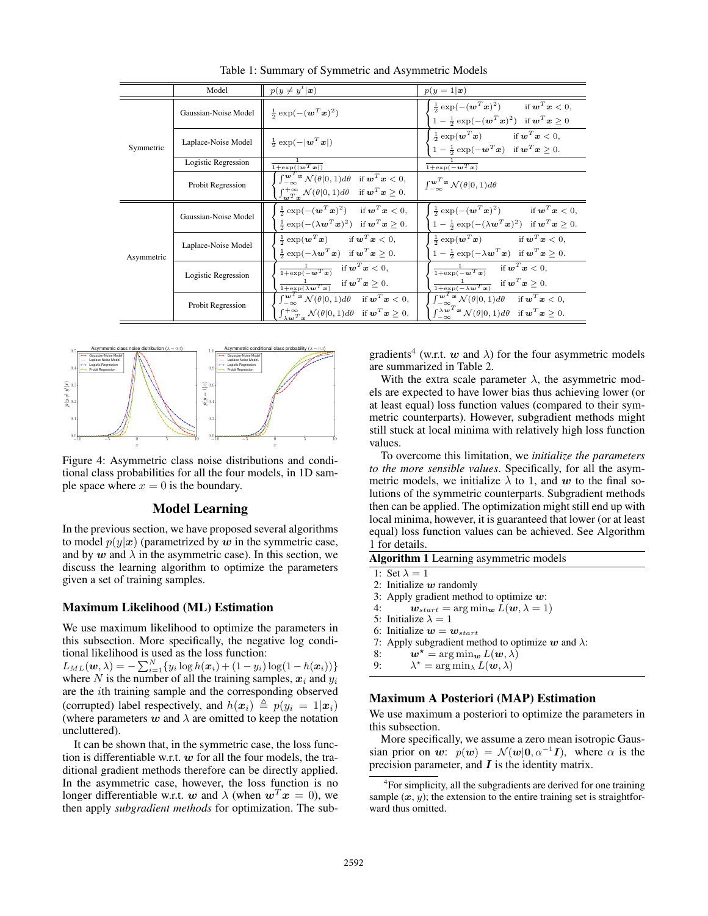Table 1: Summary of Symmetric and Asymmetric Models

| | Model | $p(y \neq y^t \vert \boldsymbol{x})$ | $p(y = 1 \vert \boldsymbol{x})$ |
|---|---|---|---|
| Symmetric | Gaussian-Noise Model | $\frac{1}{2}\exp(-(\boldsymbol{w}^T\boldsymbol{x})^2)$ | $\begin{cases} \frac{1}{2}\exp(-(\boldsymbol{w}^T\boldsymbol{x})^2) & \text{if } \boldsymbol{w}^T\boldsymbol{x} < 0, \\ 1 - \frac{1}{2}\exp(-(\boldsymbol{w}^T\boldsymbol{x})^2) & \text{if } \boldsymbol{w}^T\boldsymbol{x} \geq 0 \end{cases}$ |
| | Laplace-Noise Model | $\frac{1}{2}\exp(-\vert\boldsymbol{w}^T\boldsymbol{x}\vert)$ | $\begin{cases} \frac{1}{2}\exp(\boldsymbol{w}^T\boldsymbol{x}) & \text{if } \boldsymbol{w}^T\boldsymbol{x} < 0, \\ 1 - \frac{1}{2}\exp(-\boldsymbol{w}^T\boldsymbol{x}) & \text{if } \boldsymbol{w}^T\boldsymbol{x} \geq 0. \end{cases}$ |
| | Logistic Regression | $\frac{1}{1+\exp(\vert\boldsymbol{w}^T\boldsymbol{x}\vert)}$ | $\frac{1}{1+\exp(-\boldsymbol{w}^T\boldsymbol{x})}$ |
| | Probit Regression | $\begin{cases} \int_{-\infty}^{\boldsymbol{w}^T\boldsymbol{x}} \mathcal{N}(\theta\vert 0,1)d\theta & \text{if } \boldsymbol{w}^T\boldsymbol{x} < 0, \\ \int_{\boldsymbol{w}^T\boldsymbol{x}}^{+\infty} \mathcal{N}(\theta\vert 0,1)d\theta & \text{if } \boldsymbol{w}^T\boldsymbol{x} \geq 0. \end{cases}$ | $\int_{-\infty}^{\boldsymbol{w}^T\boldsymbol{x}} \mathcal{N}(\theta\vert 0,1)d\theta$ |
| Asymmetric | Gaussian-Noise Model | $\begin{cases} \frac{1}{2}\exp(-(\boldsymbol{w}^T\boldsymbol{x})^2) & \text{if } \boldsymbol{w}^T\boldsymbol{x} < 0, \\ \frac{1}{2}\exp(-(\lambda\boldsymbol{w}^T\boldsymbol{x})^2) & \text{if } \boldsymbol{w}^T\boldsymbol{x} \geq 0. \end{cases}$ | $\begin{cases} \frac{1}{2}\exp(-(\boldsymbol{w}^T\boldsymbol{x})^2) & \text{if } \boldsymbol{w}^T\boldsymbol{x} < 0, \\ 1 - \frac{1}{2}\exp(-(\lambda\boldsymbol{w}^T\boldsymbol{x})^2) & \text{if } \boldsymbol{w}^T\boldsymbol{x} \geq 0. \end{cases}$ |
| | Laplace-Noise Model | $\begin{cases} \frac{1}{2}\exp(\boldsymbol{w}^T\boldsymbol{x}) & \text{if } \boldsymbol{w}^T\boldsymbol{x} < 0, \\ \frac{1}{2}\exp(-\lambda\boldsymbol{w}^T\boldsymbol{x}) & \text{if } \boldsymbol{w}^T\boldsymbol{x} \geq 0. \end{cases}$ | $\begin{cases} \frac{1}{2}\exp(\boldsymbol{w}^T\boldsymbol{x}) & \text{if } \boldsymbol{w}^T\boldsymbol{x} < 0, \\ 1 - \frac{1}{2}\exp(-\lambda\boldsymbol{w}^T\boldsymbol{x}) & \text{if } \boldsymbol{w}^T\boldsymbol{x} \geq 0. \end{cases}$ |
| | Logistic Regression | $\begin{cases} \frac{1}{1+\exp(-\boldsymbol{w}^T\boldsymbol{x})} & \text{if } \boldsymbol{w}^T\boldsymbol{x} < 0, \\ \frac{1}{1+\exp(\lambda\boldsymbol{w}^T\boldsymbol{x})} & \text{if } \boldsymbol{w}^T\boldsymbol{x} \geq 0. \end{cases}$ | $\begin{cases} \frac{1}{1+\exp(-\boldsymbol{w}^T\boldsymbol{x})} & \text{if } \boldsymbol{w}^T\boldsymbol{x} < 0, \\ \frac{1}{1+\exp(-\lambda\boldsymbol{w}^T\boldsymbol{x})} & \text{if } \boldsymbol{w}^T\boldsymbol{x} \geq 0. \end{cases}$ |
| | Probit Regression | $\begin{cases} \int_{-\infty}^{\boldsymbol{w}^T\boldsymbol{x}} \mathcal{N}(\theta\vert 0,1)d\theta & \text{if } \boldsymbol{w}^T\boldsymbol{x} < 0, \\ \int_{\lambda\boldsymbol{w}^T\boldsymbol{x}}^{+\infty} \mathcal{N}(\theta\vert 0,1)d\theta & \text{if } \boldsymbol{w}^T\boldsymbol{x} \geq 0. \end{cases}$ | $\begin{cases} \int_{-\infty}^{\boldsymbol{w}^T\boldsymbol{x}} \mathcal{N}(\theta\vert 0,1)d\theta & \text{if } \boldsymbol{w}^T\boldsymbol{x} < 0, \\ \int_{-\infty}^{\lambda\boldsymbol{w}^T\boldsymbol{x}} \mathcal{N}(\theta\vert 0,1)d\theta & \text{if } \boldsymbol{w}^T\boldsymbol{x} \geq 0. \end{cases}$ |

Asymmetric class noise distribution ($\lambda = 0.3$)
Gaussian-Noise Model
Laplace-Noise Model
Logistic Regression
Probit Regression
$p(y \neq y^t|x)$
0.0 0.1 0.2 0.3 0.4 0.5
−10 −5 0 5 10
$x$

Asymmetric conditional class probability ($\lambda = 0.3$)
Gaussian-Noise Model
Laplace-Noise Model
Logistic Regression
Probit Regression
$p(y = 1|x)$
0.0 0.2 0.4 0.6 0.8 1.0
−10 −5 0 5 10
$x$

Figure 4: Asymmetric class noise distributions and conditional class probabilities for all the four models, in 1D sample space where $x = 0$ is the boundary.

## Model Learning

In the previous section, we have proposed several algorithms to model $p(y|\boldsymbol{x})$ (parametrized by $\boldsymbol{w}$ in the symmetric case, and by $\boldsymbol{w}$ and $\lambda$ in the asymmetric case). In this section, we discuss the learning algorithm to optimize the parameters given a set of training samples.

### Maximum Likelihood (ML) Estimation

We use maximum likelihood to optimize the parameters in this subsection. More specifically, the negative log conditional likelihood is used as the loss function:
$L_{ML}(\boldsymbol{w}, \lambda) = -\sum_{i=1}^{N}\{y_i \log h(\boldsymbol{x}_i) + (1 - y_i)\log(1 - h(\boldsymbol{x}_i))\}$
where $N$ is the number of all the training samples, $\boldsymbol{x}_i$ and $y_i$ are the $i$th training sample and the corresponding observed (corrupted) label respectively, and $h(\boldsymbol{x}_i) \triangleq p(y_i = 1|\boldsymbol{x}_i)$ (where parameters $\boldsymbol{w}$ and $\lambda$ are omitted to keep the notation uncluttered).

It can be shown that, in the symmetric case, the loss function is differentiable w.r.t. $\boldsymbol{w}$ for all the four models, the traditional gradient methods therefore can be directly applied. In the asymmetric case, however, the loss function is no longer differentiable w.r.t. $\boldsymbol{w}$ and $\lambda$ (when $\boldsymbol{w}^T\boldsymbol{x} = 0$), we then apply *subgradient methods* for optimization. The subgradients[4] (w.r.t. $\boldsymbol{w}$ and $\lambda$) for the four asymmetric models are summarized in Table 2.

With the extra scale parameter $\lambda$, the asymmetric models are expected to have lower bias thus achieving lower (or at least equal) loss function values (compared to their symmetric counterparts). However, subgradient methods might still stuck at local minima with relatively high loss function values.

To overcome this limitation, we *initialize the parameters to the more sensible values*. Specifically, for all the asymmetric models, we initialize $\lambda$ to 1, and $\boldsymbol{w}$ to the final solutions of the symmetric counterparts. Subgradient methods then can be applied. The optimization might still end up with local minima, however, it is guaranteed that lower (or at least equal) loss function values can be achieved. See Algorithm 1 for details.

**Algorithm 1** Learning asymmetric models

1: Set $\lambda = 1$
2: Initialize $\boldsymbol{w}$ randomly
3: Apply gradient method to optimize $\boldsymbol{w}$:
4: $\quad \boldsymbol{w}_{start} = \arg\min_{\boldsymbol{w}} L(\boldsymbol{w}, \lambda = 1)$
5: Initialize $\lambda = 1$
6: Initialize $\boldsymbol{w} = \boldsymbol{w}_{start}$
7: Apply subgradient method to optimize $\boldsymbol{w}$ and $\lambda$:
8: $\quad \boldsymbol{w}^{\star} = \arg\min_{\boldsymbol{w}} L(\boldsymbol{w}, \lambda)$
9: $\quad \lambda^{\star} = \arg\min_{\lambda} L(\boldsymbol{w}, \lambda)$

### Maximum A Posteriori (MAP) Estimation

We use maximum a posteriori to optimize the parameters in this subsection.

More specifically, we assume a zero mean isotropic Gaussian prior on $\boldsymbol{w}$: $p(\boldsymbol{w}) = \mathcal{N}(\boldsymbol{w}|\boldsymbol{0}, \alpha^{-1}\boldsymbol{I})$, where $\alpha$ is the precision parameter, and $\boldsymbol{I}$ is the identity matrix.

[4] For simplicity, all the subgradients are derived for one training sample $(\boldsymbol{x}, y)$; the extension to the entire training set is straightforward thus omitted.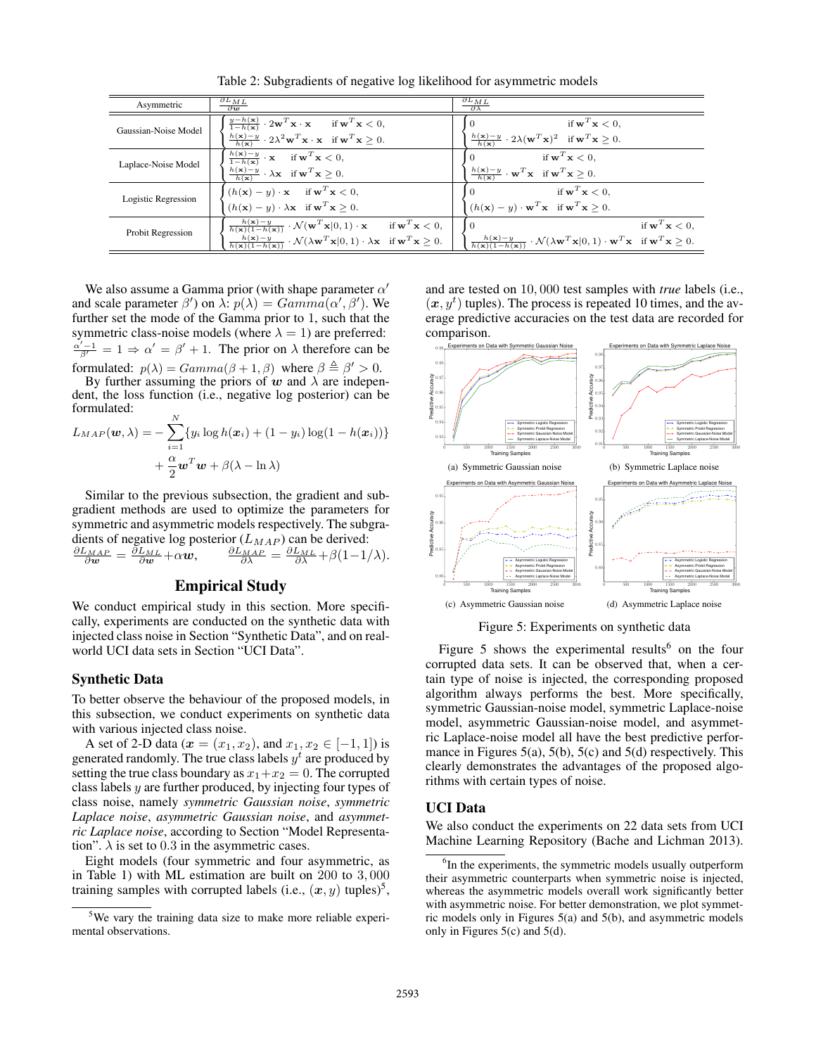Table 2: Subgradients of negative log likelihood for asymmetric models

| Asymmetric | $\frac{\partial L_{ML}}{\partial \boldsymbol{w}}$ | $\frac{\partial L_{ML}}{\partial \lambda}$ |
|---|---|---|
| Gaussian-Noise Model | $\begin{cases} \frac{y-h(\mathbf{x})}{1-h(\mathbf{x})} \cdot 2\mathbf{w}^T\mathbf{x} \cdot \mathbf{x} & \text{if } \mathbf{w}^T\mathbf{x} < 0, \\ \frac{h(\mathbf{x})-y}{h(\mathbf{x})} \cdot 2\lambda^2 \mathbf{w}^T\mathbf{x} \cdot \mathbf{x} & \text{if } \mathbf{w}^T\mathbf{x} \geq 0. \end{cases}$ | $\begin{cases} 0 & \text{if } \mathbf{w}^T\mathbf{x} < 0, \\ \frac{h(\mathbf{x})-y}{h(\mathbf{x})} \cdot 2\lambda(\mathbf{w}^T\mathbf{x})^2 & \text{if } \mathbf{w}^T\mathbf{x} \geq 0. \end{cases}$ |
| Laplace-Noise Model | $\begin{cases} \frac{h(\mathbf{x})-y}{1-h(\mathbf{x})} \cdot \mathbf{x} & \text{if } \mathbf{w}^T\mathbf{x} < 0, \\ \frac{h(\mathbf{x})-y}{h(\mathbf{x})} \cdot \lambda\mathbf{x} & \text{if } \mathbf{w}^T\mathbf{x} \geq 0. \end{cases}$ | $\begin{cases} 0 & \text{if } \mathbf{w}^T\mathbf{x} < 0, \\ \frac{h(\mathbf{x})-y}{h(\mathbf{x})} \cdot \mathbf{w}^T\mathbf{x} & \text{if } \mathbf{w}^T\mathbf{x} \geq 0. \end{cases}$ |
| Logistic Regression | $\begin{cases} (h(\mathbf{x})-y) \cdot \mathbf{x} & \text{if } \mathbf{w}^T\mathbf{x} < 0, \\ (h(\mathbf{x})-y) \cdot \lambda\mathbf{x} & \text{if } \mathbf{w}^T\mathbf{x} \geq 0. \end{cases}$ | $\begin{cases} 0 & \text{if } \mathbf{w}^T\mathbf{x} < 0, \\ (h(\mathbf{x})-y) \cdot \mathbf{w}^T\mathbf{x} & \text{if } \mathbf{w}^T\mathbf{x} \geq 0. \end{cases}$ |
| Probit Regression | $\begin{cases} \frac{h(\mathbf{x})-y}{h(\mathbf{x})(1-h(\mathbf{x}))} \cdot \mathcal{N}(\mathbf{w}^T\mathbf{x}\vert 0,1) \cdot \mathbf{x} & \text{if } \mathbf{w}^T\mathbf{x} < 0, \\ \frac{h(\mathbf{x})-y}{h(\mathbf{x})(1-h(\mathbf{x}))} \cdot \mathcal{N}(\lambda\mathbf{w}^T\mathbf{x}\vert 0,1) \cdot \lambda\mathbf{x} & \text{if } \mathbf{w}^T\mathbf{x} \geq 0. \end{cases}$ | $\begin{cases} 0 & \text{if } \mathbf{w}^T\mathbf{x} < 0, \\ \frac{h(\mathbf{x})-y}{h(\mathbf{x})(1-h(\mathbf{x}))} \cdot \mathcal{N}(\lambda\mathbf{w}^T\mathbf{x}\vert 0,1) \cdot \mathbf{w}^T\mathbf{x} & \text{if } \mathbf{w}^T\mathbf{x} \geq 0. \end{cases}$ |

We also assume a Gamma prior (with shape parameter $\alpha'$ and scale parameter $\beta'$) on $\lambda$: $p(\lambda) = Gamma(\alpha', \beta')$. We further set the mode of the Gamma prior to 1, such that the symmetric class-noise models (where $\lambda = 1$) are preferred: $\frac{\alpha'-1}{\beta'} = 1 \Rightarrow \alpha' = \beta' + 1$. The prior on $\lambda$ therefore can be formulated: $p(\lambda) = Gamma(\beta + 1, \beta)$ where $\beta \triangleq \beta' > 0$.

By further assuming the priors of $\boldsymbol{w}$ and $\lambda$ are independent, the loss function (i.e., negative log posterior) can be formulated:

$$L_{MAP}(\boldsymbol{w}, \lambda) = -\sum_{i=1}^{N} \{y_i \log h(\boldsymbol{x}_i) + (1 - y_i) \log(1 - h(\boldsymbol{x}_i))\} + \frac{\alpha}{2}\boldsymbol{w}^T\boldsymbol{w} + \beta(\lambda - \ln \lambda)$$

Similar to the previous subsection, the gradient and subgradient methods are used to optimize the parameters for symmetric and asymmetric models respectively. The subgradients of negative log posterior ($L_{MAP}$) can be derived: $\frac{\partial L_{MAP}}{\partial \boldsymbol{w}} = \frac{\partial L_{ML}}{\partial \boldsymbol{w}} + \alpha\boldsymbol{w}$, $\frac{\partial L_{MAP}}{\partial \lambda} = \frac{\partial L_{ML}}{\partial \lambda} + \beta(1 - 1/\lambda)$.

## Empirical Study

We conduct empirical study in this section. More specifically, experiments are conducted on the synthetic data with injected class noise in Section "Synthetic Data", and on real-world UCI data sets in Section "UCI Data".

### Synthetic Data

To better observe the behaviour of the proposed models, in this subsection, we conduct experiments on synthetic data with various injected class noise.

A set of 2-D data ($\boldsymbol{x} = (x_1, x_2)$, and $x_1, x_2 \in [-1, 1]$) is generated randomly. The true class labels $y^t$ are produced by setting the true class boundary as $x_1 + x_2 = 0$. The corrupted class labels $y$ are further produced, by injecting four types of class noise, namely *symmetric Gaussian noise*, *symmetric Laplace noise*, *asymmetric Gaussian noise*, and *asymmetric Laplace noise*, according to Section "Model Representation". $\lambda$ is set to 0.3 in the asymmetric cases.

Eight models (four symmetric and four asymmetric, as in Table 1) with ML estimation are built on 200 to 3,000 training samples with corrupted labels (i.e., $(\boldsymbol{x}, y)$ tuples)[5], and are tested on 10,000 test samples with *true* labels (i.e., $(\boldsymbol{x}, y^t)$ tuples). The process is repeated 10 times, and the average predictive accuracies on the test data are recorded for comparison.

Experiments on Data with Symmetric Gaussian Noise
Predictive Accuracy
Training Samples
Symmetric Logistic Regression
Symmetric Probit Regression
Symmetric Gaussian-Noise Model
Symmetric Laplace-Noise Model

(a) Symmetric Gaussian noise

Experiments on Data with Symmetric Laplace Noise
Predictive Accuracy
Training Samples
Symmetric Logistic Regression
Symmetric Probit Regression
Symmetric Gaussian-Noise Model
Symmetric Laplace-Noise Model

(b) Symmetric Laplace noise

Experiments on Data with Asymmetric Gaussian Noise
Predictive Accuracy
Training Samples
Asymmetric Logistic Regression
Asymmetric Probit Regression
Asymmetric Gaussian-Noise Model
Asymmetric Laplace-Noise Model

(c) Asymmetric Gaussian noise

Experiments on Data with Asymmetric Laplace Noise
Predictive Accuracy
Training Samples
Asymmetric Logistic Regression
Asymmetric Probit Regression
Asymmetric Gaussian-Noise Model
Asymmetric Laplace-Noise Model

(d) Asymmetric Laplace noise

Figure 5: Experiments on synthetic data

Figure 5 shows the experimental results[6] on the four corrupted data sets. It can be observed that, when a certain type of noise is injected, the corresponding proposed algorithm always performs the best. More specifically, symmetric Gaussian-noise model, symmetric Laplace-noise model, asymmetric Gaussian-noise model, and asymmetric Laplace-noise model all have the best predictive performance in Figures 5(a), 5(b), 5(c) and 5(d) respectively. This clearly demonstrates the advantages of the proposed algorithms with certain types of noise.

### UCI Data

We also conduct the experiments on 22 data sets from UCI Machine Learning Repository (Bache and Lichman 2013).

[5] We vary the training data size to make more reliable experimental observations.

[6] In the experiments, the symmetric models usually outperform their asymmetric counterparts when symmetric noise is injected, whereas the asymmetric models overall work significantly better with asymmetric noise. For better demonstration, we plot symmetric models only in Figures 5(a) and 5(b), and asymmetric models only in Figures 5(c) and 5(d).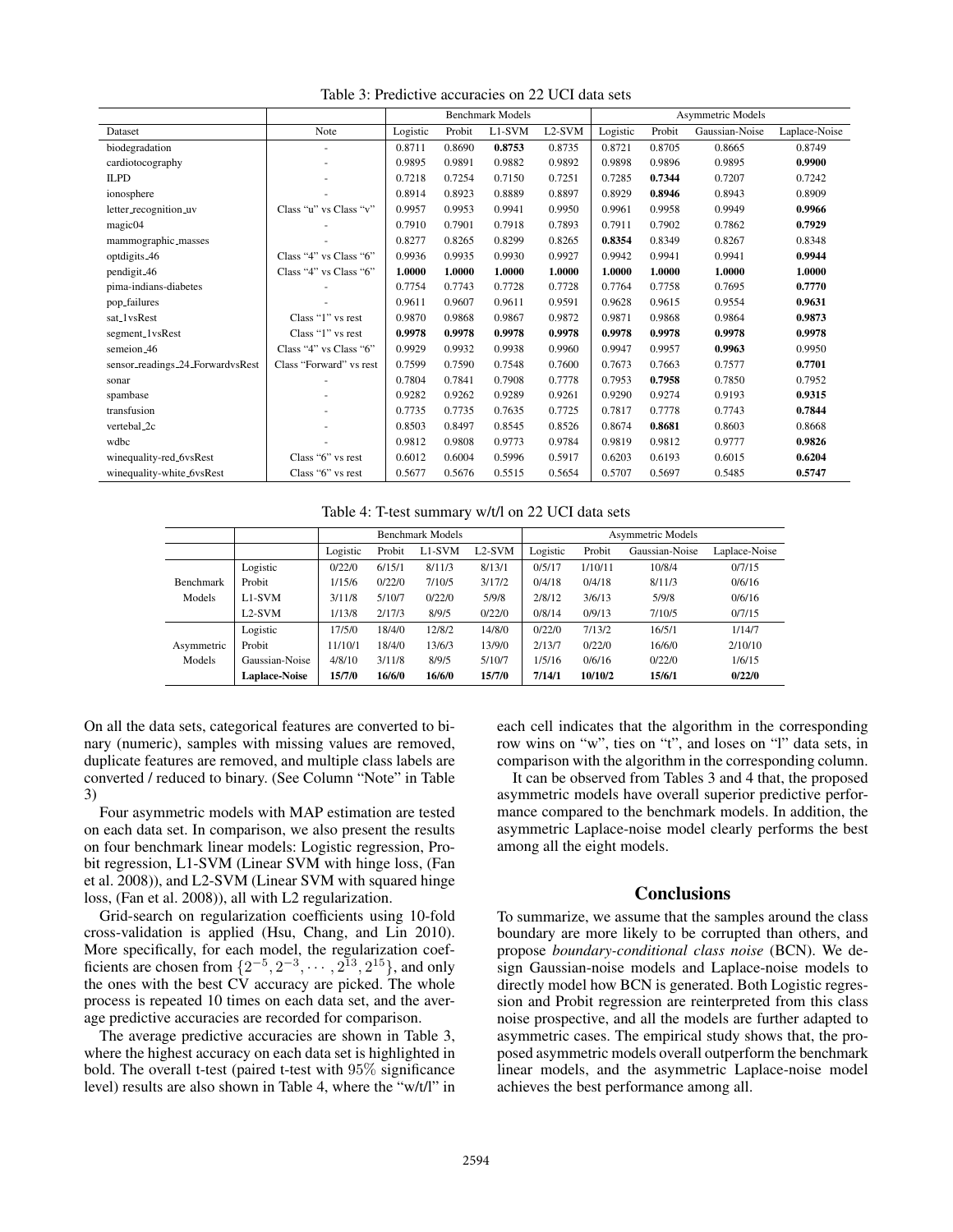Table 3: Predictive accuracies on 22 UCI data sets

| | | Benchmark Models | | | | Asymmetric Models | | | |
|---|---|---|---|---|---|---|---|---|---|
| Dataset | Note | Logistic | Probit | L1-SVM | L2-SVM | Logistic | Probit | Gaussian-Noise | Laplace-Noise |
| biodegradation | - | 0.8711 | 0.8690 | **0.8753** | 0.8735 | 0.8721 | 0.8705 | 0.8665 | 0.8749 |
| cardiotocography | - | 0.9895 | 0.9891 | 0.9882 | 0.9892 | 0.9898 | 0.9896 | 0.9895 | **0.9900** |
| ILPD | - | 0.7218 | 0.7254 | 0.7150 | 0.7251 | 0.7285 | **0.7344** | 0.7207 | 0.7242 |
| ionosphere | - | 0.8914 | 0.8923 | 0.8889 | 0.8897 | 0.8929 | **0.8946** | 0.8943 | 0.8909 |
| letter_recognition_uv | Class "u" vs Class "v" | 0.9957 | 0.9953 | 0.9941 | 0.9950 | 0.9961 | 0.9958 | 0.9949 | **0.9966** |
| magic04 | - | 0.7910 | 0.7901 | 0.7918 | 0.7893 | 0.7911 | 0.7902 | 0.7862 | **0.7929** |
| mammographic_masses | - | 0.8277 | 0.8265 | 0.8299 | 0.8265 | **0.8354** | 0.8349 | 0.8267 | 0.8348 |
| optdigits_46 | Class "4" vs Class "6" | 0.9936 | 0.9935 | 0.9930 | 0.9927 | 0.9942 | 0.9941 | 0.9941 | **0.9944** |
| pendigit_46 | Class "4" vs Class "6" | **1.0000** | **1.0000** | **1.0000** | **1.0000** | **1.0000** | **1.0000** | **1.0000** | **1.0000** |
| pima-indians-diabetes | - | 0.7754 | 0.7743 | 0.7728 | 0.7728 | 0.7764 | 0.7758 | 0.7695 | **0.7770** |
| pop_failures | - | 0.9611 | 0.9607 | 0.9611 | 0.9591 | 0.9628 | 0.9615 | 0.9554 | **0.9631** |
| sat_1vsRest | Class "1" vs rest | 0.9870 | 0.9868 | 0.9867 | 0.9872 | 0.9871 | 0.9868 | 0.9864 | **0.9873** |
| segment_1vsRest | Class "1" vs rest | **0.9978** | **0.9978** | **0.9978** | **0.9978** | **0.9978** | **0.9978** | **0.9978** | **0.9978** |
| semeion_46 | Class "4" vs Class "6" | 0.9929 | 0.9932 | 0.9938 | 0.9960 | 0.9947 | 0.9957 | **0.9963** | 0.9950 |
| sensor_readings_24_ForwardvsRest | Class "Forward" vs rest | 0.7599 | 0.7590 | 0.7548 | 0.7600 | 0.7673 | 0.7663 | 0.7577 | **0.7701** |
| sonar | - | 0.7804 | 0.7841 | 0.7908 | 0.7778 | 0.7953 | **0.7958** | 0.7850 | 0.7952 |
| spambase | - | 0.9282 | 0.9262 | 0.9289 | 0.9261 | 0.9290 | 0.9274 | 0.9193 | **0.9315** |
| transfusion | - | 0.7735 | 0.7735 | 0.7635 | 0.7725 | 0.7817 | 0.7778 | 0.7743 | **0.7844** |
| vertebal_2c | - | 0.8503 | 0.8497 | 0.8545 | 0.8526 | 0.8674 | **0.8681** | 0.8603 | 0.8668 |
| wdbc | - | 0.9812 | 0.9808 | 0.9773 | 0.9784 | 0.9819 | 0.9812 | 0.9777 | **0.9826** |
| winequality-red_6vsRest | Class "6" vs rest | 0.6012 | 0.6004 | 0.5996 | 0.5917 | 0.6203 | 0.6193 | 0.6015 | **0.6204** |
| winequality-white_6vsRest | Class "6" vs rest | 0.5677 | 0.5676 | 0.5515 | 0.5654 | 0.5707 | 0.5697 | 0.5485 | **0.5747** |

Table 4: T-test summary w/t/l on 22 UCI data sets

| | | Benchmark Models | | | | Asymmetric Models | | | |
|---|---|---|---|---|---|---|---|---|---|
| | | Logistic | Probit | L1-SVM | L2-SVM | Logistic | Probit | Gaussian-Noise | Laplace-Noise |
| Benchmark Models | Logistic | 0/22/0 | 6/15/1 | 8/11/3 | 8/13/1 | 0/5/17 | 1/10/11 | 10/8/4 | 0/7/15 |
| | Probit | 1/15/6 | 0/22/0 | 7/10/5 | 3/17/2 | 0/4/18 | 0/4/18 | 8/11/3 | 0/6/16 |
| | L1-SVM | 3/11/8 | 5/10/7 | 0/22/0 | 5/9/8 | 2/8/12 | 3/6/13 | 5/9/8 | 0/6/16 |
| | L2-SVM | 1/13/8 | 2/17/3 | 8/9/5 | 0/22/0 | 0/8/14 | 0/9/13 | 7/10/5 | 0/7/15 |
| Asymmetric Models | Logistic | 17/5/0 | 18/4/0 | 12/8/2 | 14/8/0 | 0/22/0 | 7/13/2 | 16/5/1 | 1/14/7 |
| | Probit | 11/10/1 | 18/4/0 | 13/6/3 | 13/9/0 | 2/13/7 | 0/22/0 | 16/6/0 | 2/10/10 |
| | Gaussian-Noise | 4/8/10 | 3/11/8 | 8/9/5 | 5/10/7 | 1/5/16 | 0/6/16 | 0/22/0 | 1/6/15 |
| | **Laplace-Noise** | **15/7/0** | **16/6/0** | **16/6/0** | **15/7/0** | **7/14/1** | **10/10/2** | **15/6/1** | **0/22/0** |

On all the data sets, categorical features are converted to binary (numeric), samples with missing values are removed, duplicate features are removed, and multiple class labels are converted / reduced to binary. (See Column "Note" in Table 3)

Four asymmetric models with MAP estimation are tested on each data set. In comparison, we also present the results on four benchmark linear models: Logistic regression, Probit regression, L1-SVM (Linear SVM with hinge loss, (Fan et al. 2008)), and L2-SVM (Linear SVM with squared hinge loss, (Fan et al. 2008)), all with L2 regularization.

Grid-search on regularization coefficients using 10-fold cross-validation is applied (Hsu, Chang, and Lin 2010). More specifically, for each model, the regularization coefficients are chosen from $\{2^{-5}, 2^{-3}, \cdots, 2^{13}, 2^{15}\}$, and only the ones with the best CV accuracy are picked. The whole process is repeated 10 times on each data set, and the average predictive accuracies are recorded for comparison.

The average predictive accuracies are shown in Table 3, where the highest accuracy on each data set is highlighted in bold. The overall t-test (paired t-test with 95% significance level) results are also shown in Table 4, where the "w/t/l" in each cell indicates that the algorithm in the corresponding row wins on "w", ties on "t", and loses on "l" data sets, in comparison with the algorithm in the corresponding column.

It can be observed from Tables 3 and 4 that, the proposed asymmetric models have overall superior predictive performance compared to the benchmark models. In addition, the asymmetric Laplace-noise model clearly performs the best among all the eight models.

## Conclusions

To summarize, we assume that the samples around the class boundary are more likely to be corrupted than others, and propose *boundary-conditional class noise* (BCN). We design Gaussian-noise models and Laplace-noise models to directly model how BCN is generated. Both Logistic regression and Probit regression are reinterpreted from this class noise prospective, and all the models are further adapted to asymmetric cases. The empirical study shows that, the proposed asymmetric models overall outperform the benchmark linear models, and the asymmetric Laplace-noise model achieves the best performance among all.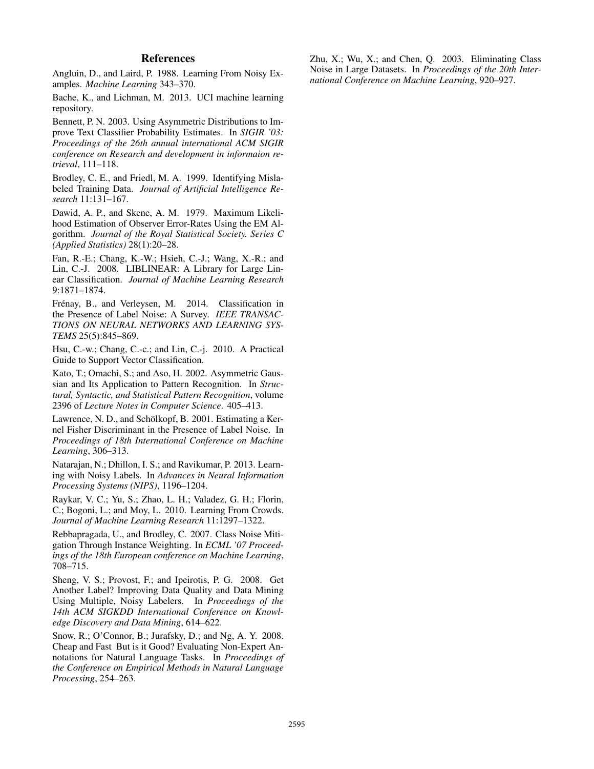## References

Angluin, D., and Laird, P. 1988. Learning From Noisy Examples. *Machine Learning* 343–370.

Bache, K., and Lichman, M. 2013. UCI machine learning repository.

Bennett, P. N. 2003. Using Asymmetric Distributions to Improve Text Classifier Probability Estimates. In *SIGIR '03: Proceedings of the 26th annual international ACM SIGIR conference on Research and development in informaion retrieval*, 111–118.

Brodley, C. E., and Friedl, M. A. 1999. Identifying Mislabeled Training Data. *Journal of Artificial Intelligence Research* 11:131–167.

Dawid, A. P., and Skene, A. M. 1979. Maximum Likelihood Estimation of Observer Error-Rates Using the EM Algorithm. *Journal of the Royal Statistical Society. Series C (Applied Statistics)* 28(1):20–28.

Fan, R.-E.; Chang, K.-W.; Hsieh, C.-J.; Wang, X.-R.; and Lin, C.-J. 2008. LIBLINEAR: A Library for Large Linear Classification. *Journal of Machine Learning Research* 9:1871–1874.

Frénay, B., and Verleysen, M. 2014. Classification in the Presence of Label Noise: A Survey. *IEEE TRANSACTIONS ON NEURAL NETWORKS AND LEARNING SYSTEMS* 25(5):845–869.

Hsu, C.-w.; Chang, C.-c.; and Lin, C.-j. 2010. A Practical Guide to Support Vector Classification.

Kato, T.; Omachi, S.; and Aso, H. 2002. Asymmetric Gaussian and Its Application to Pattern Recognition. In *Structural, Syntactic, and Statistical Pattern Recognition*, volume 2396 of *Lecture Notes in Computer Science*. 405–413.

Lawrence, N. D., and Schölkopf, B. 2001. Estimating a Kernel Fisher Discriminant in the Presence of Label Noise. In *Proceedings of 18th International Conference on Machine Learning*, 306–313.

Natarajan, N.; Dhillon, I. S.; and Ravikumar, P. 2013. Learning with Noisy Labels. In *Advances in Neural Information Processing Systems (NIPS)*, 1196–1204.

Raykar, V. C.; Yu, S.; Zhao, L. H.; Valadez, G. H.; Florin, C.; Bogoni, L.; and Moy, L. 2010. Learning From Crowds. *Journal of Machine Learning Research* 11:1297–1322.

Rebbapragada, U., and Brodley, C. 2007. Class Noise Mitigation Through Instance Weighting. In *ECML '07 Proceedings of the 18th European conference on Machine Learning*, 708–715.

Sheng, V. S.; Provost, F.; and Ipeirotis, P. G. 2008. Get Another Label? Improving Data Quality and Data Mining Using Multiple, Noisy Labelers. In *Proceedings of the 14th ACM SIGKDD International Conference on Knowledge Discovery and Data Mining*, 614–622.

Snow, R.; O'Connor, B.; Jurafsky, D.; and Ng, A. Y. 2008. Cheap and Fast But is it Good? Evaluating Non-Expert Annotations for Natural Language Tasks. In *Proceedings of the Conference on Empirical Methods in Natural Language Processing*, 254–263.

Zhu, X.; Wu, X.; and Chen, Q. 2003. Eliminating Class Noise in Large Datasets. In *Proceedings of the 20th International Conference on Machine Learning*, 920–927.